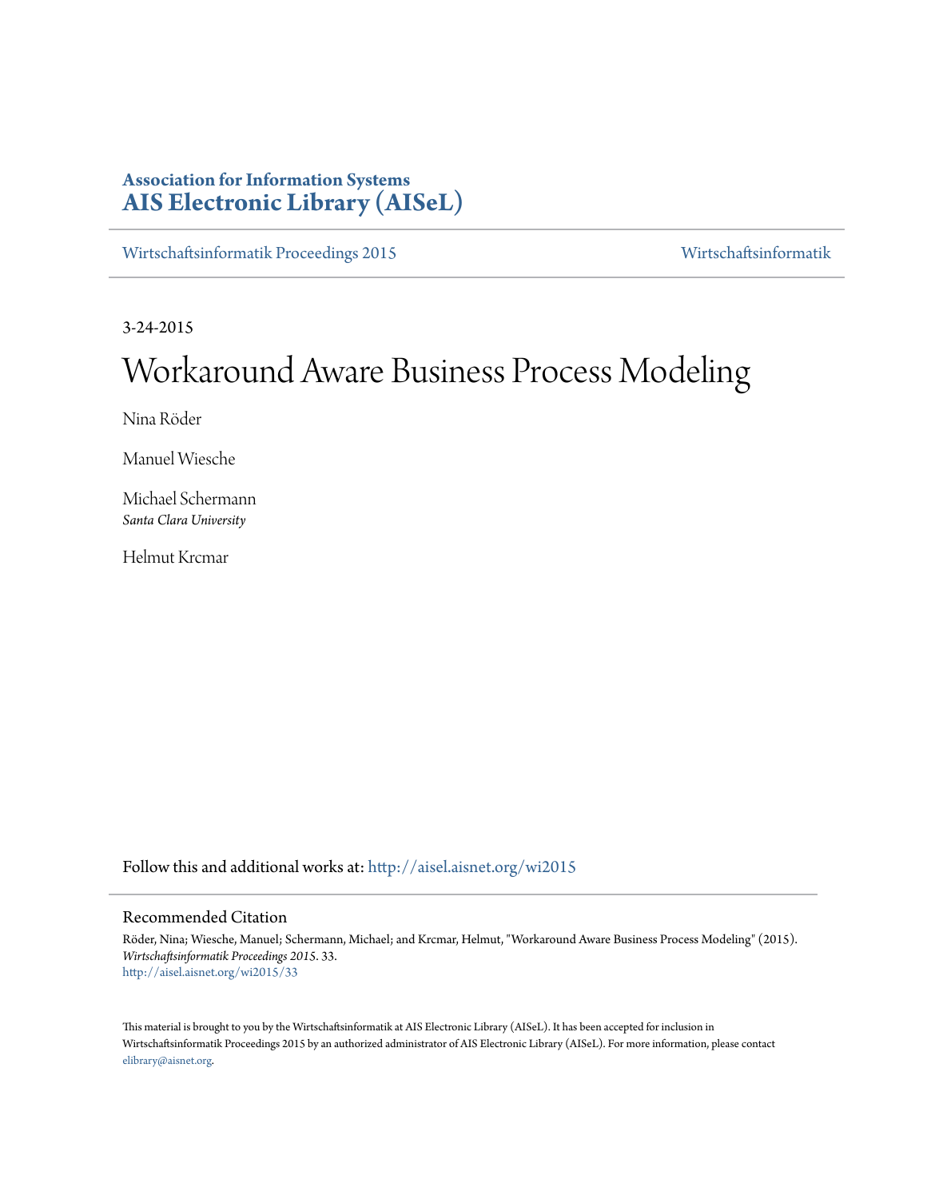**Association for Information Systems**
**AIS Electronic Library (AISeL)**

Wirtschaftsinformatik Proceedings 2015 | Wirtschaftsinformatik

3-24-2015

# Workaround Aware Business Process Modeling

Nina Röder

Manuel Wiesche

Michael Schermann
*Santa Clara University*

Helmut Krcmar

Follow this and additional works at: http://aisel.aisnet.org/wi2015

## Recommended Citation

Röder, Nina; Wiesche, Manuel; Schermann, Michael; and Krcmar, Helmut, "Workaround Aware Business Process Modeling" (2015). *Wirtschaftsinformatik Proceedings 2015*. 33.
http://aisel.aisnet.org/wi2015/33

This material is brought to you by the Wirtschaftsinformatik at AIS Electronic Library (AISeL). It has been accepted for inclusion in Wirtschaftsinformatik Proceedings 2015 by an authorized administrator of AIS Electronic Library (AISeL). For more information, please contact elibrary@aisnet.org.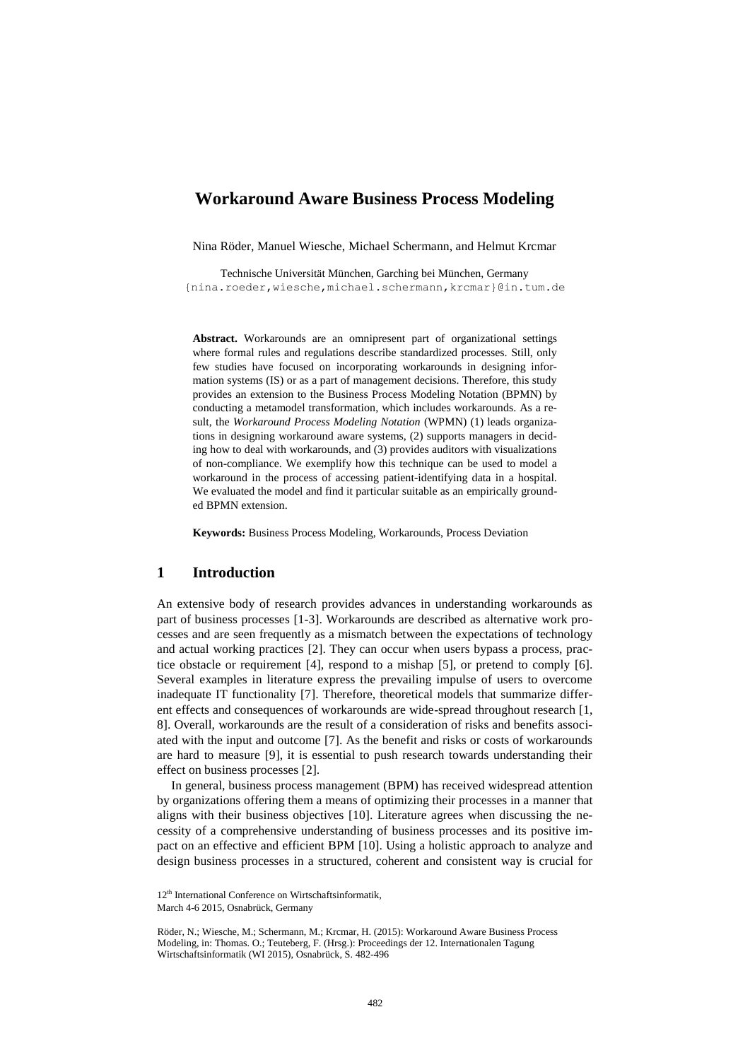# Workaround Aware Business Process Modeling

Nina Röder, Manuel Wiesche, Michael Schermann, and Helmut Krcmar

Technische Universität München, Garching bei München, Germany
{nina.roeder,wiesche,michael.schermann,krcmar}@in.tum.de

**Abstract.** Workarounds are an omnipresent part of organizational settings where formal rules and regulations describe standardized processes. Still, only few studies have focused on incorporating workarounds in designing information systems (IS) or as a part of management decisions. Therefore, this study provides an extension to the Business Process Modeling Notation (BPMN) by conducting a metamodel transformation, which includes workarounds. As a result, the *Workaround Process Modeling Notation* (WPMN) (1) leads organizations in designing workaround aware systems, (2) supports managers in deciding how to deal with workarounds, and (3) provides auditors with visualizations of non-compliance. We exemplify how this technique can be used to model a workaround in the process of accessing patient-identifying data in a hospital. We evaluated the model and find it particular suitable as an empirically grounded BPMN extension.

**Keywords:** Business Process Modeling, Workarounds, Process Deviation

## 1 Introduction

An extensive body of research provides advances in understanding workarounds as part of business processes [1-3]. Workarounds are described as alternative work processes and are seen frequently as a mismatch between the expectations of technology and actual working practices [2]. They can occur when users bypass a process, practice obstacle or requirement [4], respond to a mishap [5], or pretend to comply [6]. Several examples in literature express the prevailing impulse of users to overcome inadequate IT functionality [7]. Therefore, theoretical models that summarize different effects and consequences of workarounds are wide-spread throughout research [1, 8]. Overall, workarounds are the result of a consideration of risks and benefits associated with the input and outcome [7]. As the benefit and risks or costs of workarounds are hard to measure [9], it is essential to push research towards understanding their effect on business processes [2].

In general, business process management (BPM) has received widespread attention by organizations offering them a means of optimizing their processes in a manner that aligns with their business objectives [10]. Literature agrees when discussing the necessity of a comprehensive understanding of business processes and its positive impact on an effective and efficient BPM [10]. Using a holistic approach to analyze and design business processes in a structured, coherent and consistent way is crucial for

12th International Conference on Wirtschaftsinformatik,
March 4-6 2015, Osnabrück, Germany

Röder, N.; Wiesche, M.; Schermann, M.; Krcmar, H. (2015): Workaround Aware Business Process Modeling, in: Thomas. O.; Teuteberg, F. (Hrsg.): Proceedings der 12. Internationalen Tagung Wirtschaftsinformatik (WI 2015), Osnabrück, S. 482-496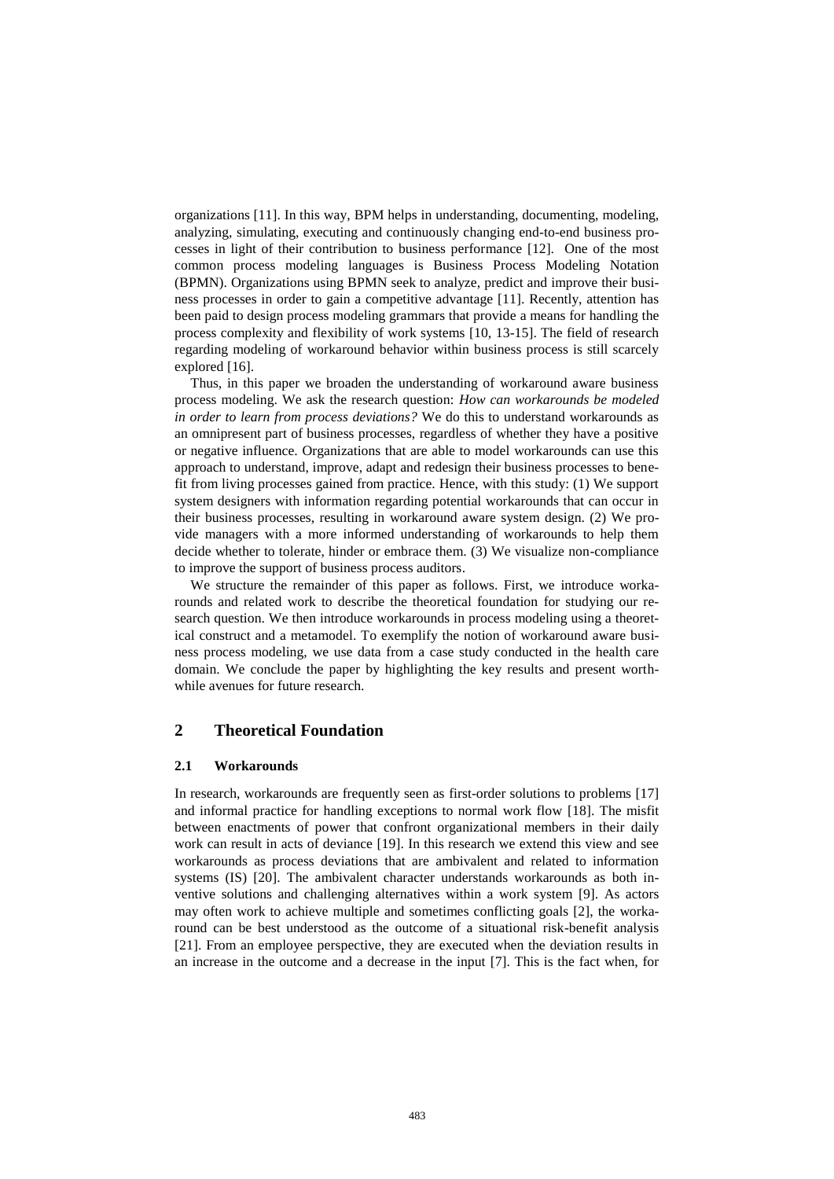organizations [11]. In this way, BPM helps in understanding, documenting, modeling, analyzing, simulating, executing and continuously changing end-to-end business processes in light of their contribution to business performance [12]. One of the most common process modeling languages is Business Process Modeling Notation (BPMN). Organizations using BPMN seek to analyze, predict and improve their business processes in order to gain a competitive advantage [11]. Recently, attention has been paid to design process modeling grammars that provide a means for handling the process complexity and flexibility of work systems [10, 13-15]. The field of research regarding modeling of workaround behavior within business process is still scarcely explored [16].

Thus, in this paper we broaden the understanding of workaround aware business process modeling. We ask the research question: *How can workarounds be modeled in order to learn from process deviations?* We do this to understand workarounds as an omnipresent part of business processes, regardless of whether they have a positive or negative influence. Organizations that are able to model workarounds can use this approach to understand, improve, adapt and redesign their business processes to benefit from living processes gained from practice. Hence, with this study: (1) We support system designers with information regarding potential workarounds that can occur in their business processes, resulting in workaround aware system design. (2) We provide managers with a more informed understanding of workarounds to help them decide whether to tolerate, hinder or embrace them. (3) We visualize non-compliance to improve the support of business process auditors.

We structure the remainder of this paper as follows. First, we introduce workarounds and related work to describe the theoretical foundation for studying our research question. We then introduce workarounds in process modeling using a theoretical construct and a metamodel. To exemplify the notion of workaround aware business process modeling, we use data from a case study conducted in the health care domain. We conclude the paper by highlighting the key results and present worthwhile avenues for future research.

## 2 Theoretical Foundation

### 2.1 Workarounds

In research, workarounds are frequently seen as first-order solutions to problems [17] and informal practice for handling exceptions to normal work flow [18]. The misfit between enactments of power that confront organizational members in their daily work can result in acts of deviance [19]. In this research we extend this view and see workarounds as process deviations that are ambivalent and related to information systems (IS) [20]. The ambivalent character understands workarounds as both inventive solutions and challenging alternatives within a work system [9]. As actors may often work to achieve multiple and sometimes conflicting goals [2], the workaround can be best understood as the outcome of a situational risk-benefit analysis [21]. From an employee perspective, they are executed when the deviation results in an increase in the outcome and a decrease in the input [7]. This is the fact when, for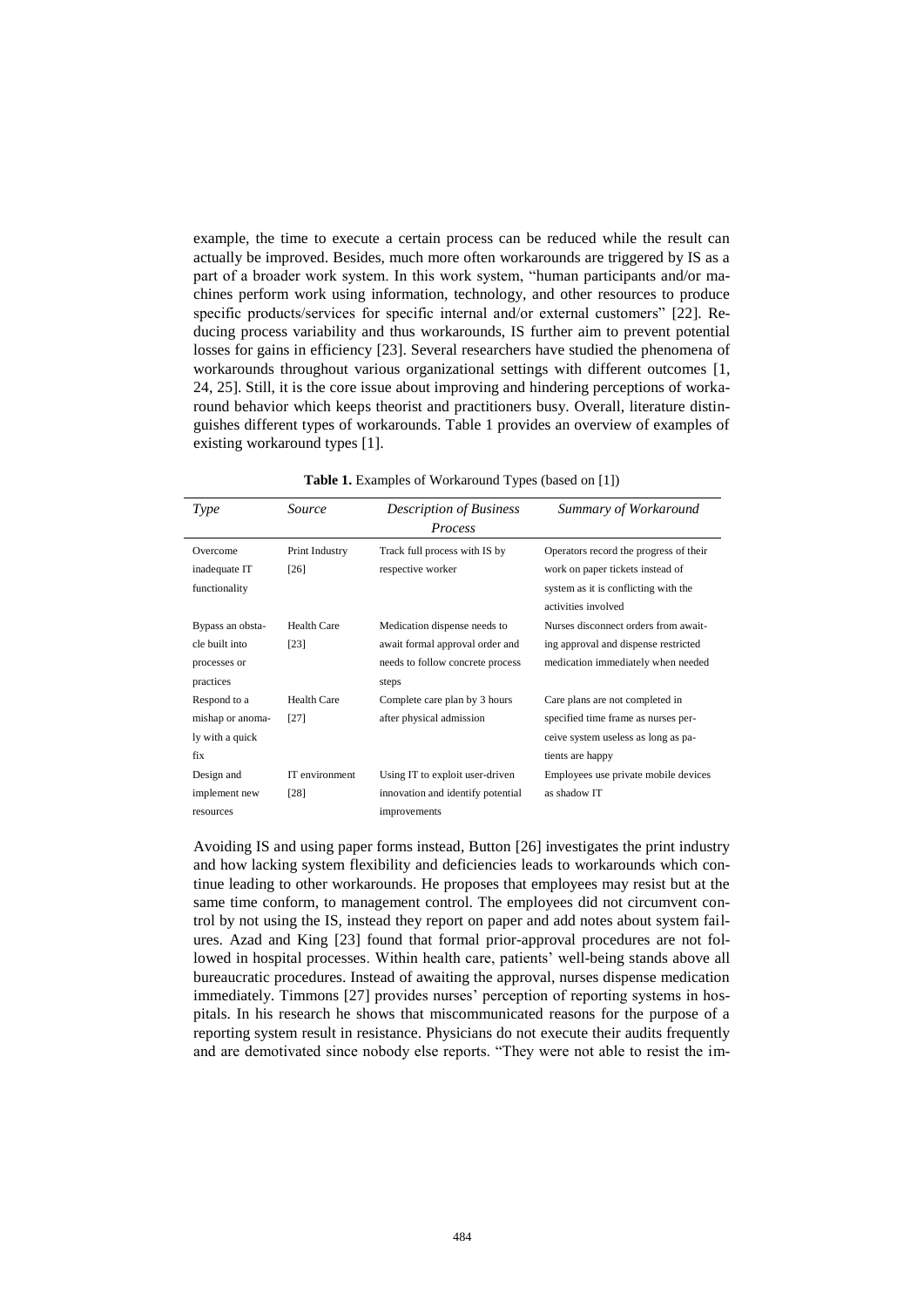example, the time to execute a certain process can be reduced while the result can actually be improved. Besides, much more often workarounds are triggered by IS as a part of a broader work system. In this work system, "human participants and/or machines perform work using information, technology, and other resources to produce specific products/services for specific internal and/or external customers" [22]. Reducing process variability and thus workarounds, IS further aim to prevent potential losses for gains in efficiency [23]. Several researchers have studied the phenomena of workarounds throughout various organizational settings with different outcomes [1, 24, 25]. Still, it is the core issue about improving and hindering perceptions of workaround behavior which keeps theorist and practitioners busy. Overall, literature distinguishes different types of workarounds. Table 1 provides an overview of examples of existing workaround types [1].

**Table 1.** Examples of Workaround Types (based on [1])

| *Type* | *Source* | *Description of Business Process* | *Summary of Workaround* |
|---|---|---|---|
| Overcome inadequate IT functionality | Print Industry [26] | Track full process with IS by respective worker | Operators record the progress of their work on paper tickets instead of system as it is conflicting with the activities involved |
| Bypass an obstacle built into processes or practices | Health Care [23] | Medication dispense needs to await formal approval order and needs to follow concrete process steps | Nurses disconnect orders from awaiting approval and dispense restricted medication immediately when needed |
| Respond to a mishap or anomaly with a quick fix | Health Care [27] | Complete care plan by 3 hours after physical admission | Care plans are not completed in specified time frame as nurses perceive system useless as long as patients are happy |
| Design and implement new resources | IT environment [28] | Using IT to exploit user-driven innovation and identify potential improvements | Employees use private mobile devices as shadow IT |

Avoiding IS and using paper forms instead, Button [26] investigates the print industry and how lacking system flexibility and deficiencies leads to workarounds which continue leading to other workarounds. He proposes that employees may resist but at the same time conform, to management control. The employees did not circumvent control by not using the IS, instead they report on paper and add notes about system failures. Azad and King [23] found that formal prior-approval procedures are not followed in hospital processes. Within health care, patients' well-being stands above all bureaucratic procedures. Instead of awaiting the approval, nurses dispense medication immediately. Timmons [27] provides nurses' perception of reporting systems in hospitals. In his research he shows that miscommunicated reasons for the purpose of a reporting system result in resistance. Physicians do not execute their audits frequently and are demotivated since nobody else reports. "They were not able to resist the im-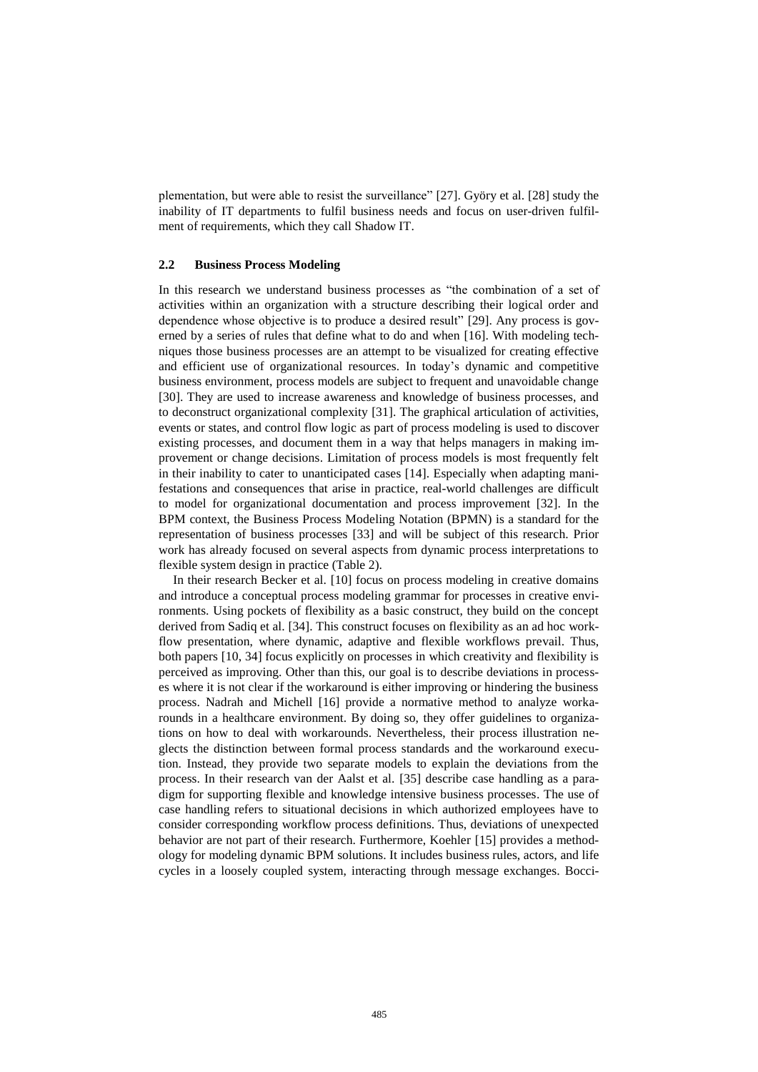plementation, but were able to resist the surveillance" [27]. Györy et al. [28] study the inability of IT departments to fulfil business needs and focus on user-driven fulfilment of requirements, which they call Shadow IT.

### 2.2 Business Process Modeling

In this research we understand business processes as "the combination of a set of activities within an organization with a structure describing their logical order and dependence whose objective is to produce a desired result" [29]. Any process is governed by a series of rules that define what to do and when [16]. With modeling techniques those business processes are an attempt to be visualized for creating effective and efficient use of organizational resources. In today's dynamic and competitive business environment, process models are subject to frequent and unavoidable change [30]. They are used to increase awareness and knowledge of business processes, and to deconstruct organizational complexity [31]. The graphical articulation of activities, events or states, and control flow logic as part of process modeling is used to discover existing processes, and document them in a way that helps managers in making improvement or change decisions. Limitation of process models is most frequently felt in their inability to cater to unanticipated cases [14]. Especially when adapting manifestations and consequences that arise in practice, real-world challenges are difficult to model for organizational documentation and process improvement [32]. In the BPM context, the Business Process Modeling Notation (BPMN) is a standard for the representation of business processes [33] and will be subject of this research. Prior work has already focused on several aspects from dynamic process interpretations to flexible system design in practice (Table 2).

In their research Becker et al. [10] focus on process modeling in creative domains and introduce a conceptual process modeling grammar for processes in creative environments. Using pockets of flexibility as a basic construct, they build on the concept derived from Sadiq et al. [34]. This construct focuses on flexibility as an ad hoc workflow presentation, where dynamic, adaptive and flexible workflows prevail. Thus, both papers [10, 34] focus explicitly on processes in which creativity and flexibility is perceived as improving. Other than this, our goal is to describe deviations in processes where it is not clear if the workaround is either improving or hindering the business process. Nadrah and Michell [16] provide a normative method to analyze workarounds in a healthcare environment. By doing so, they offer guidelines to organizations on how to deal with workarounds. Nevertheless, their process illustration neglects the distinction between formal process standards and the workaround execution. Instead, they provide two separate models to explain the deviations from the process. In their research van der Aalst et al. [35] describe case handling as a paradigm for supporting flexible and knowledge intensive business processes. The use of case handling refers to situational decisions in which authorized employees have to consider corresponding workflow process definitions. Thus, deviations of unexpected behavior are not part of their research. Furthermore, Koehler [15] provides a methodology for modeling dynamic BPM solutions. It includes business rules, actors, and life cycles in a loosely coupled system, interacting through message exchanges. Bocci-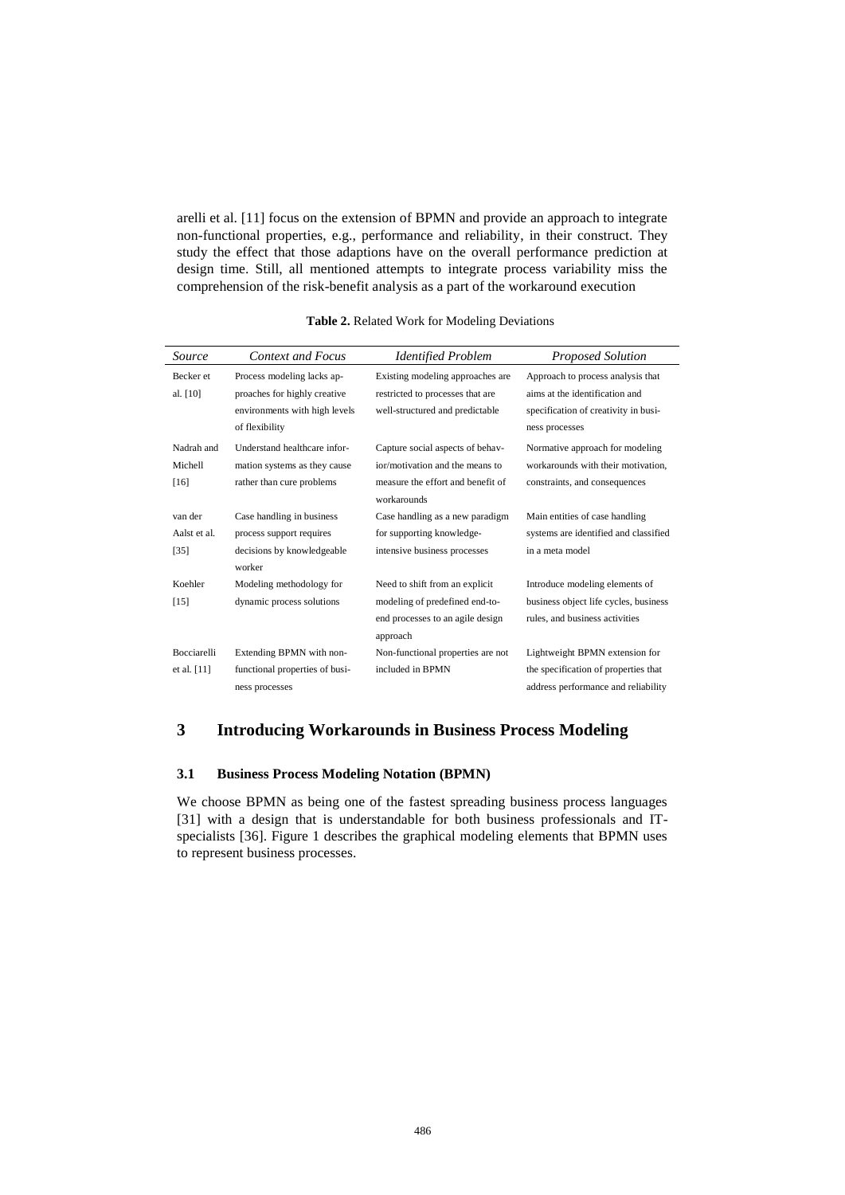arelli et al. [11] focus on the extension of BPMN and provide an approach to integrate non-functional properties, e.g., performance and reliability, in their construct. They study the effect that those adaptions have on the overall performance prediction at design time. Still, all mentioned attempts to integrate process variability miss the comprehension of the risk-benefit analysis as a part of the workaround execution

**Table 2.** Related Work for Modeling Deviations

| *Source* | *Context and Focus* | *Identified Problem* | *Proposed Solution* |
|---|---|---|---|
| Becker et al. [10] | Process modeling lacks approaches for highly creative environments with high levels of flexibility | Existing modeling approaches are restricted to processes that are well-structured and predictable | Approach to process analysis that aims at the identification and specification of creativity in business processes |
| Nadrah and Michell [16] | Understand healthcare information systems as they cause rather than cure problems | Capture social aspects of behavior/motivation and the means to measure the effort and benefit of workarounds | Normative approach for modeling workarounds with their motivation, constraints, and consequences |
| van der Aalst et al. [35] | Case handling in business process support requires decisions by knowledgeable worker | Case handling as a new paradigm for supporting knowledge-intensive business processes | Main entities of case handling systems are identified and classified in a meta model |
| Koehler [15] | Modeling methodology for dynamic process solutions | Need to shift from an explicit modeling of predefined end-to-end processes to an agile design approach | Introduce modeling elements of business object life cycles, business rules, and business activities |
| Bocciarelli et al. [11] | Extending BPMN with non-functional properties of business processes | Non-functional properties are not included in BPMN | Lightweight BPMN extension for the specification of properties that address performance and reliability |

## 3 Introducing Workarounds in Business Process Modeling

### 3.1 Business Process Modeling Notation (BPMN)

We choose BPMN as being one of the fastest spreading business process languages [31] with a design that is understandable for both business professionals and IT-specialists [36]. Figure 1 describes the graphical modeling elements that BPMN uses to represent business processes.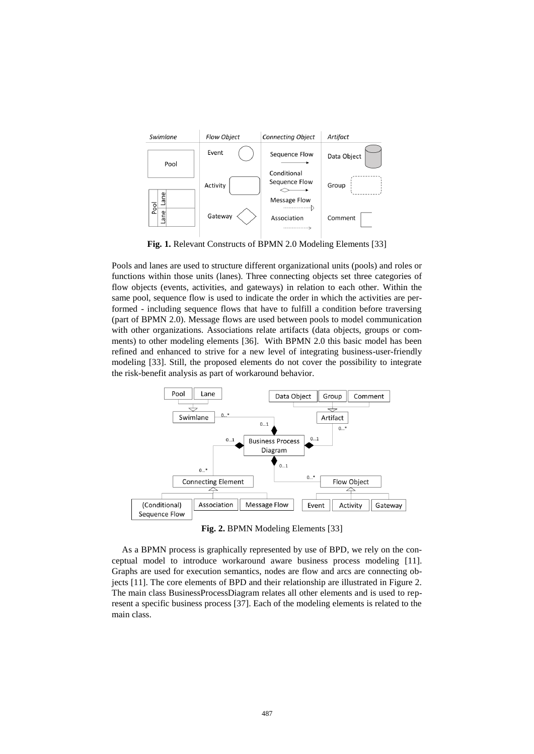**Fig. 1.** Relevant Constructs of BPMN 2.0 Modeling Elements [33]

Pools and lanes are used to structure different organizational units (pools) and roles or functions within those units (lanes). Three connecting objects set three categories of flow objects (events, activities, and gateways) in relation to each other. Within the same pool, sequence flow is used to indicate the order in which the activities are performed - including sequence flows that have to fulfill a condition before traversing (part of BPMN 2.0). Message flows are used between pools to model communication with other organizations. Associations relate artifacts (data objects, groups or comments) to other modeling elements [36]. With BPMN 2.0 this basic model has been refined and enhanced to strive for a new level of integrating business-user-friendly modeling [33]. Still, the proposed elements do not cover the possibility to integrate the risk-benefit analysis as part of workaround behavior.

**Fig. 2.** BPMN Modeling Elements [33]

As a BPMN process is graphically represented by use of BPD, we rely on the conceptual model to introduce workaround aware business process modeling [11]. Graphs are used for execution semantics, nodes are flow and arcs are connecting objects [11]. The core elements of BPD and their relationship are illustrated in Figure 2. The main class BusinessProcessDiagram relates all other elements and is used to represent a specific business process [37]. Each of the modeling elements is related to the main class.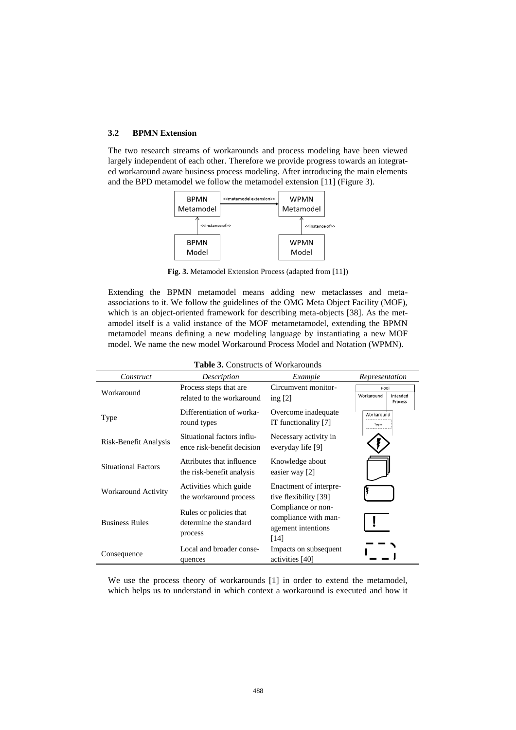### 3.2 BPMN Extension

The two research streams of workarounds and process modeling have been viewed largely independent of each other. Therefore we provide progress towards an integrated workaround aware business process modeling. After introducing the main elements and the BPD metamodel we follow the metamodel extension [11] (Figure 3).

**Fig. 3.** Metamodel Extension Process (adapted from [11])

Extending the BPMN metamodel means adding new metaclasses and meta-associations to it. We follow the guidelines of the OMG Meta Object Facility (MOF), which is an object-oriented framework for describing meta-objects [38]. As the metamodel itself is a valid instance of the MOF metametamodel, extending the BPMN metamodel means defining a new modeling language by instantiating a new MOF model. We name the new model Workaround Process Model and Notation (WPMN).

**Table 3.** Constructs of Workarounds

| *Construct* | *Description* | *Example* | *Representation* |
|---|---|---|---|
| Workaround | Process steps that are related to the workaround | Circumvent monitoring [2] | |
| Type | Differentiation of workaround types | Overcome inadequate IT functionality [7] | |
| Risk-Benefit Analysis | Situational factors influence risk-benefit decision | Necessary activity in everyday life [9] | |
| Situational Factors | Attributes that influence the risk-benefit analysis | Knowledge about easier way [2] | |
| Workaround Activity | Activities which guide the workaround process | Enactment of interpretive flexibility [39] | |
| Business Rules | Rules or policies that determine the standard process | Compliance or non-compliance with management intentions [14] | |
| Consequence | Local and broader consequences | Impacts on subsequent activities [40] | |

We use the process theory of workarounds [1] in order to extend the metamodel, which helps us to understand in which context a workaround is executed and how it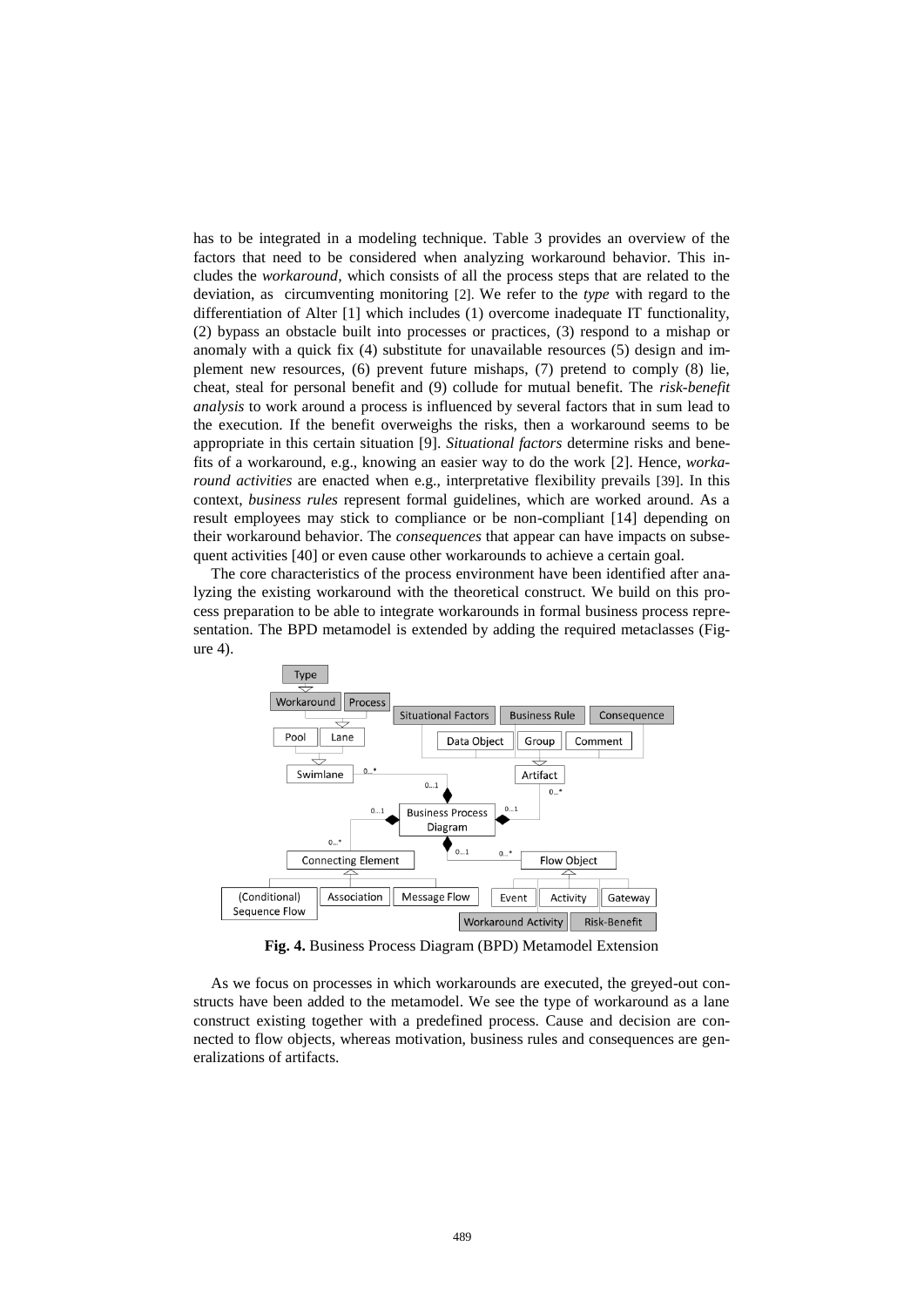has to be integrated in a modeling technique. Table 3 provides an overview of the factors that need to be considered when analyzing workaround behavior. This includes the *workaround*, which consists of all the process steps that are related to the deviation, as circumventing monitoring [2]. We refer to the *type* with regard to the differentiation of Alter [1] which includes (1) overcome inadequate IT functionality, (2) bypass an obstacle built into processes or practices, (3) respond to a mishap or anomaly with a quick fix (4) substitute for unavailable resources (5) design and implement new resources, (6) prevent future mishaps, (7) pretend to comply (8) lie, cheat, steal for personal benefit and (9) collude for mutual benefit. The *risk-benefit analysis* to work around a process is influenced by several factors that in sum lead to the execution. If the benefit overweighs the risks, then a workaround seems to be appropriate in this certain situation [9]. *Situational factors* determine risks and benefits of a workaround, e.g., knowing an easier way to do the work [2]. Hence, *workaround activities* are enacted when e.g., interpretative flexibility prevails [39]. In this context, *business rules* represent formal guidelines, which are worked around. As a result employees may stick to compliance or be non-compliant [14] depending on their workaround behavior. The *consequences* that appear can have impacts on subsequent activities [40] or even cause other workarounds to achieve a certain goal.

The core characteristics of the process environment have been identified after analyzing the existing workaround with the theoretical construct. We build on this process preparation to be able to integrate workarounds in formal business process representation. The BPD metamodel is extended by adding the required metaclasses (Figure 4).

**Fig. 4.** Business Process Diagram (BPD) Metamodel Extension

As we focus on processes in which workarounds are executed, the greyed-out constructs have been added to the metamodel. We see the type of workaround as a lane construct existing together with a predefined process. Cause and decision are connected to flow objects, whereas motivation, business rules and consequences are generalizations of artifacts.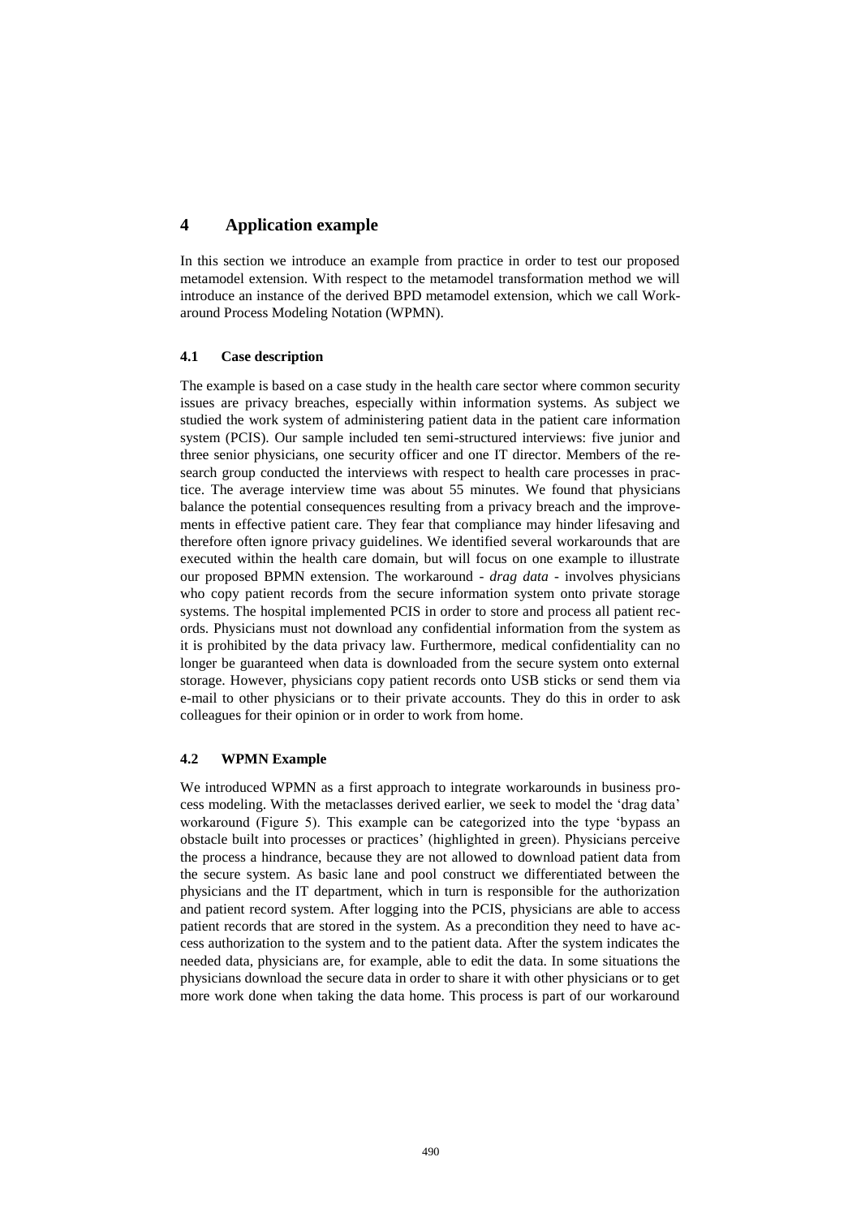## 4 Application example

In this section we introduce an example from practice in order to test our proposed metamodel extension. With respect to the metamodel transformation method we will introduce an instance of the derived BPD metamodel extension, which we call Workaround Process Modeling Notation (WPMN).

### 4.1 Case description

The example is based on a case study in the health care sector where common security issues are privacy breaches, especially within information systems. As subject we studied the work system of administering patient data in the patient care information system (PCIS). Our sample included ten semi-structured interviews: five junior and three senior physicians, one security officer and one IT director. Members of the research group conducted the interviews with respect to health care processes in practice. The average interview time was about 55 minutes. We found that physicians balance the potential consequences resulting from a privacy breach and the improvements in effective patient care. They fear that compliance may hinder lifesaving and therefore often ignore privacy guidelines. We identified several workarounds that are executed within the health care domain, but will focus on one example to illustrate our proposed BPMN extension. The workaround - *drag data* - involves physicians who copy patient records from the secure information system onto private storage systems. The hospital implemented PCIS in order to store and process all patient records. Physicians must not download any confidential information from the system as it is prohibited by the data privacy law. Furthermore, medical confidentiality can no longer be guaranteed when data is downloaded from the secure system onto external storage. However, physicians copy patient records onto USB sticks or send them via e-mail to other physicians or to their private accounts. They do this in order to ask colleagues for their opinion or in order to work from home.

### 4.2 WPMN Example

We introduced WPMN as a first approach to integrate workarounds in business process modeling. With the metaclasses derived earlier, we seek to model the 'drag data' workaround (Figure 5). This example can be categorized into the type 'bypass an obstacle built into processes or practices' (highlighted in green). Physicians perceive the process a hindrance, because they are not allowed to download patient data from the secure system. As basic lane and pool construct we differentiated between the physicians and the IT department, which in turn is responsible for the authorization and patient record system. After logging into the PCIS, physicians are able to access patient records that are stored in the system. As a precondition they need to have access authorization to the system and to the patient data. After the system indicates the needed data, physicians are, for example, able to edit the data. In some situations the physicians download the secure data in order to share it with other physicians or to get more work done when taking the data home. This process is part of our workaround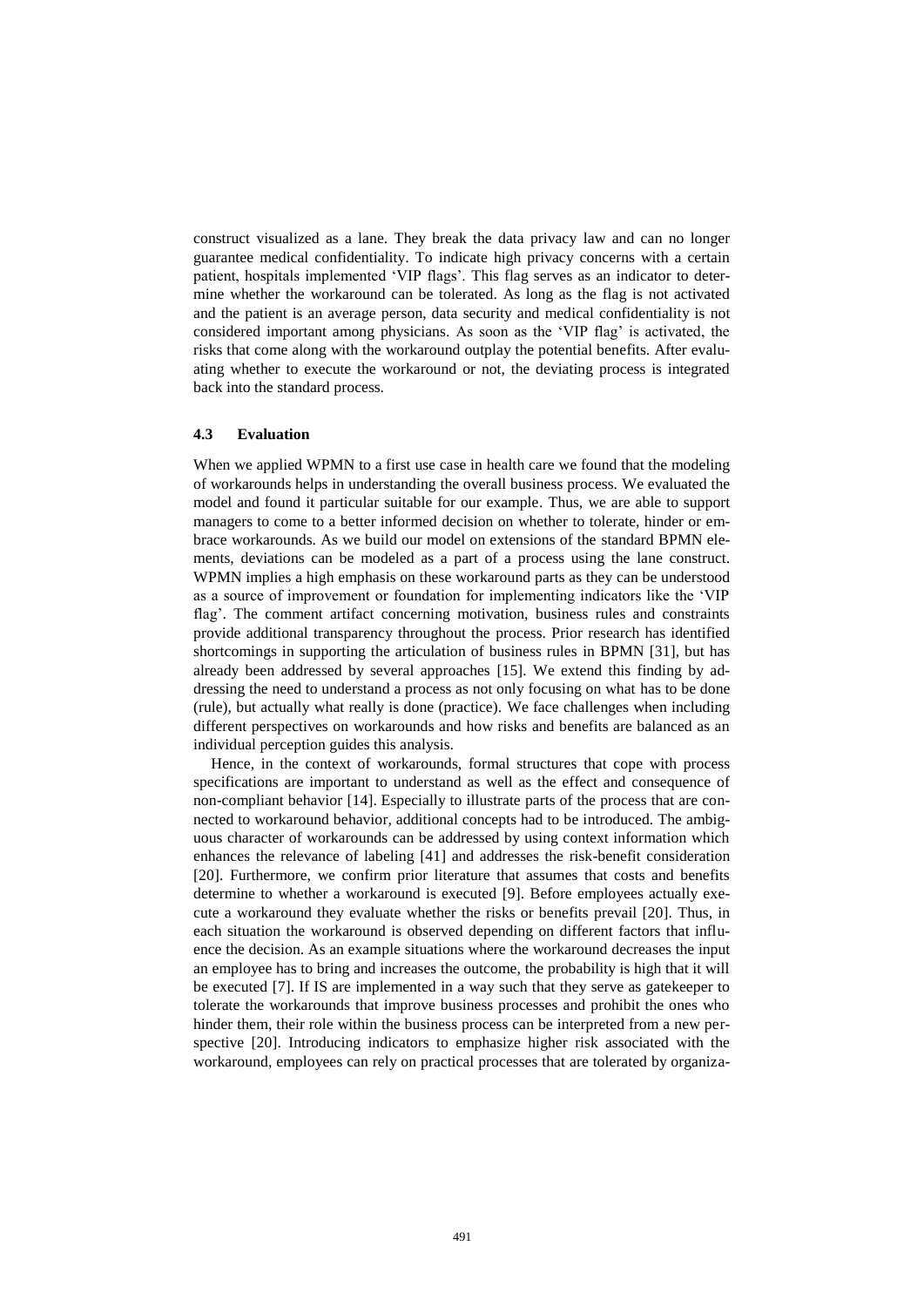construct visualized as a lane. They break the data privacy law and can no longer guarantee medical confidentiality. To indicate high privacy concerns with a certain patient, hospitals implemented 'VIP flags'. This flag serves as an indicator to determine whether the workaround can be tolerated. As long as the flag is not activated and the patient is an average person, data security and medical confidentiality is not considered important among physicians. As soon as the 'VIP flag' is activated, the risks that come along with the workaround outplay the potential benefits. After evaluating whether to execute the workaround or not, the deviating process is integrated back into the standard process.

### 4.3 Evaluation

When we applied WPMN to a first use case in health care we found that the modeling of workarounds helps in understanding the overall business process. We evaluated the model and found it particular suitable for our example. Thus, we are able to support managers to come to a better informed decision on whether to tolerate, hinder or embrace workarounds. As we build our model on extensions of the standard BPMN elements, deviations can be modeled as a part of a process using the lane construct. WPMN implies a high emphasis on these workaround parts as they can be understood as a source of improvement or foundation for implementing indicators like the 'VIP flag'. The comment artifact concerning motivation, business rules and constraints provide additional transparency throughout the process. Prior research has identified shortcomings in supporting the articulation of business rules in BPMN [31], but has already been addressed by several approaches [15]. We extend this finding by addressing the need to understand a process as not only focusing on what has to be done (rule), but actually what really is done (practice). We face challenges when including different perspectives on workarounds and how risks and benefits are balanced as an individual perception guides this analysis.

Hence, in the context of workarounds, formal structures that cope with process specifications are important to understand as well as the effect and consequence of non-compliant behavior [14]. Especially to illustrate parts of the process that are connected to workaround behavior, additional concepts had to be introduced. The ambiguous character of workarounds can be addressed by using context information which enhances the relevance of labeling [41] and addresses the risk-benefit consideration [20]. Furthermore, we confirm prior literature that assumes that costs and benefits determine to whether a workaround is executed [9]. Before employees actually execute a workaround they evaluate whether the risks or benefits prevail [20]. Thus, in each situation the workaround is observed depending on different factors that influence the decision. As an example situations where the workaround decreases the input an employee has to bring and increases the outcome, the probability is high that it will be executed [7]. If IS are implemented in a way such that they serve as gatekeeper to tolerate the workarounds that improve business processes and prohibit the ones who hinder them, their role within the business process can be interpreted from a new perspective [20]. Introducing indicators to emphasize higher risk associated with the workaround, employees can rely on practical processes that are tolerated by organiza-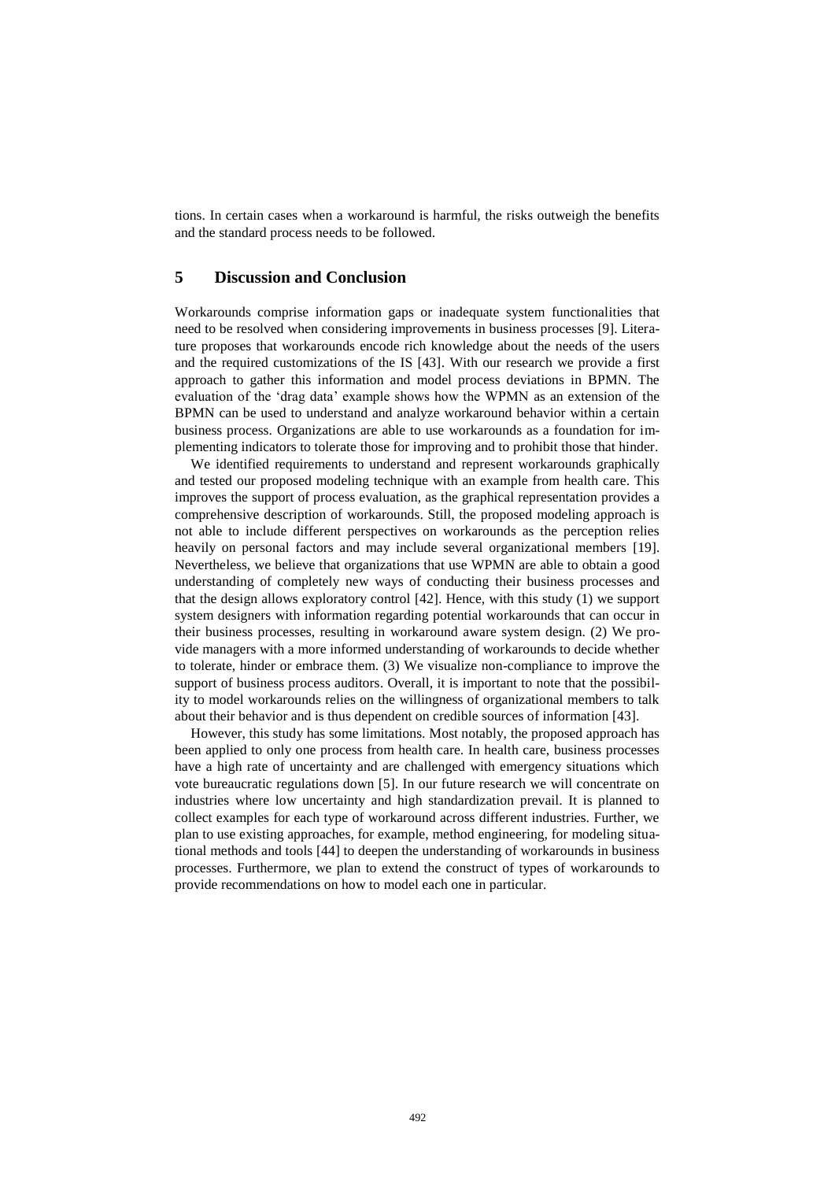tions. In certain cases when a workaround is harmful, the risks outweigh the benefits and the standard process needs to be followed.

## 5 Discussion and Conclusion

Workarounds comprise information gaps or inadequate system functionalities that need to be resolved when considering improvements in business processes [9]. Literature proposes that workarounds encode rich knowledge about the needs of the users and the required customizations of the IS [43]. With our research we provide a first approach to gather this information and model process deviations in BPMN. The evaluation of the 'drag data' example shows how the WPMN as an extension of the BPMN can be used to understand and analyze workaround behavior within a certain business process. Organizations are able to use workarounds as a foundation for implementing indicators to tolerate those for improving and to prohibit those that hinder.

We identified requirements to understand and represent workarounds graphically and tested our proposed modeling technique with an example from health care. This improves the support of process evaluation, as the graphical representation provides a comprehensive description of workarounds. Still, the proposed modeling approach is not able to include different perspectives on workarounds as the perception relies heavily on personal factors and may include several organizational members [19]. Nevertheless, we believe that organizations that use WPMN are able to obtain a good understanding of completely new ways of conducting their business processes and that the design allows exploratory control [42]. Hence, with this study (1) we support system designers with information regarding potential workarounds that can occur in their business processes, resulting in workaround aware system design. (2) We provide managers with a more informed understanding of workarounds to decide whether to tolerate, hinder or embrace them. (3) We visualize non-compliance to improve the support of business process auditors. Overall, it is important to note that the possibility to model workarounds relies on the willingness of organizational members to talk about their behavior and is thus dependent on credible sources of information [43].

However, this study has some limitations. Most notably, the proposed approach has been applied to only one process from health care. In health care, business processes have a high rate of uncertainty and are challenged with emergency situations which vote bureaucratic regulations down [5]. In our future research we will concentrate on industries where low uncertainty and high standardization prevail. It is planned to collect examples for each type of workaround across different industries. Further, we plan to use existing approaches, for example, method engineering, for modeling situational methods and tools [44] to deepen the understanding of workarounds in business processes. Furthermore, we plan to extend the construct of types of workarounds to provide recommendations on how to model each one in particular.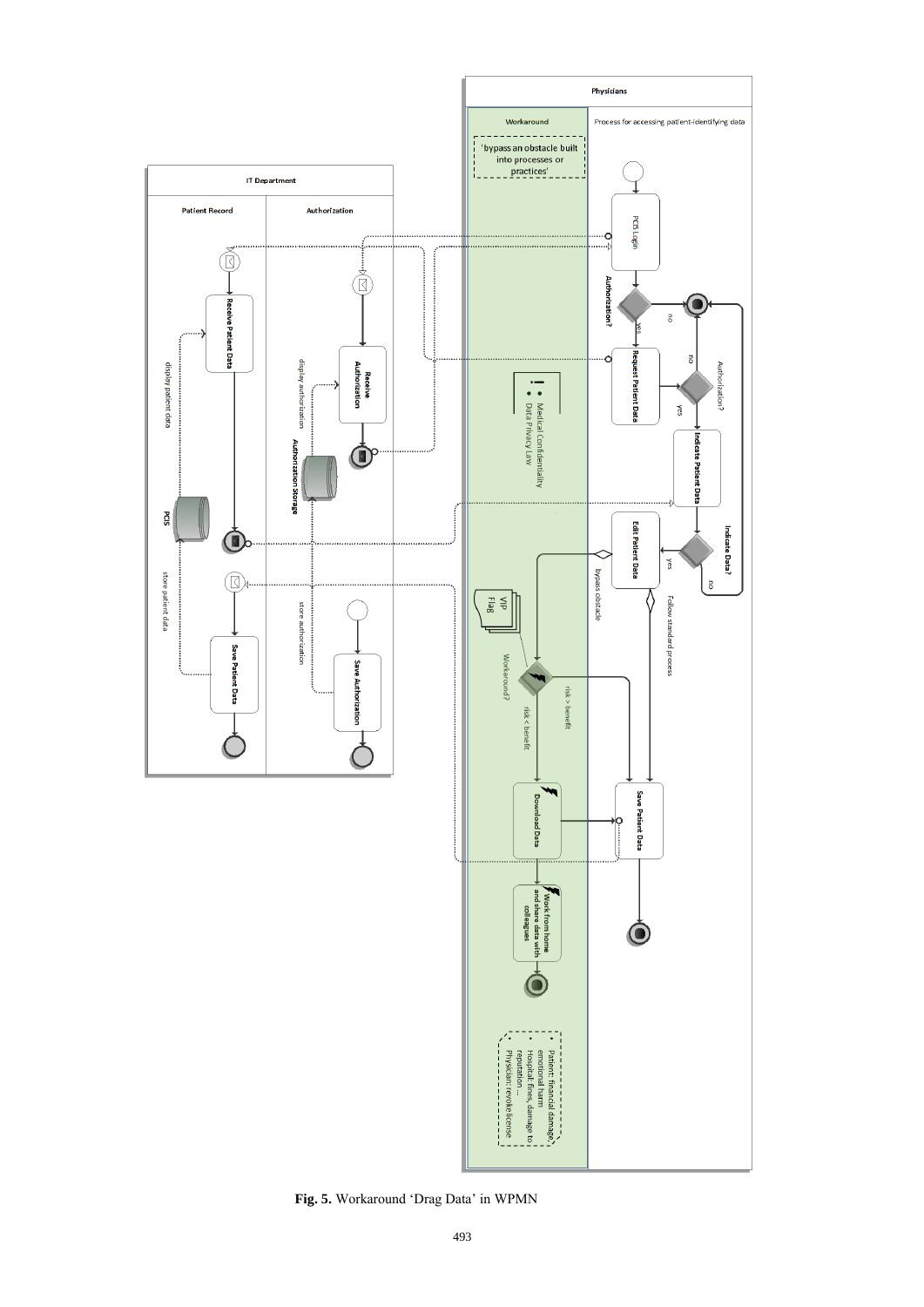**Fig. 5.** Workaround 'Drag Data' in WPMN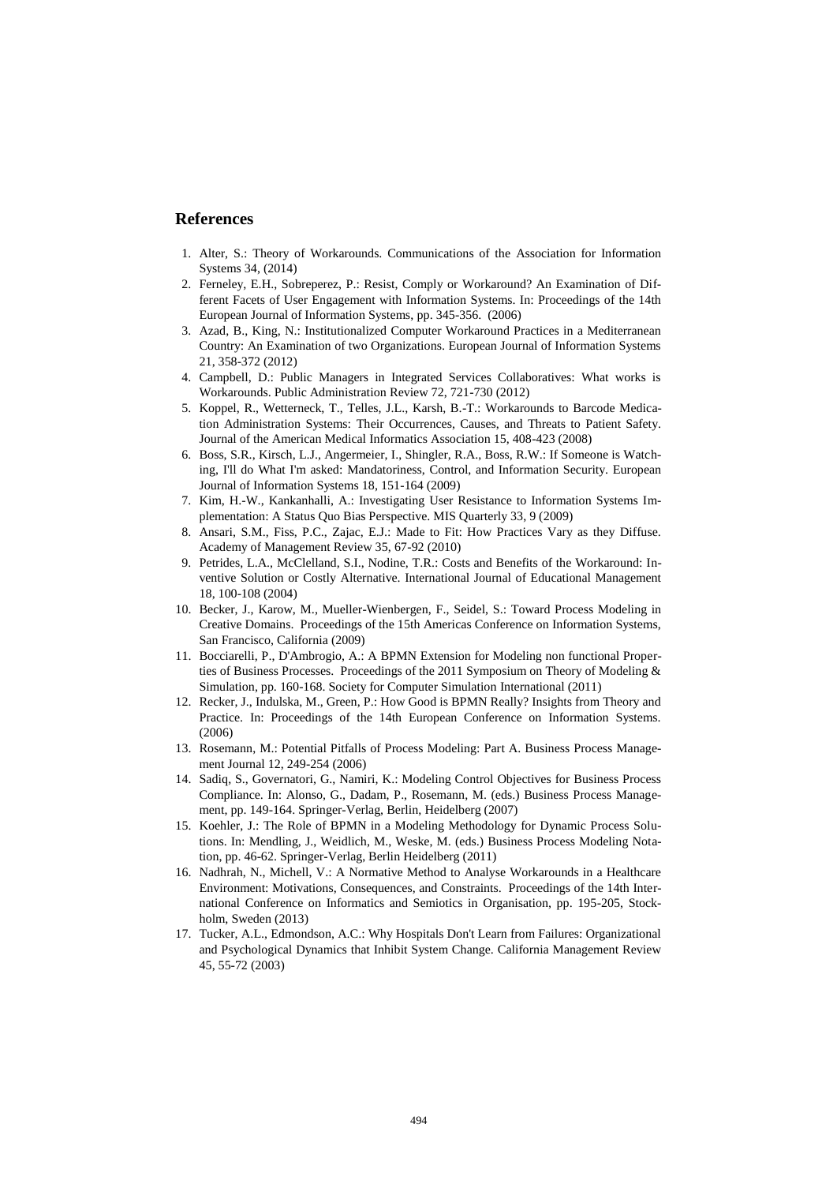## References

1. Alter, S.: Theory of Workarounds. Communications of the Association for Information Systems 34, (2014)
2. Ferneley, E.H., Sobreperez, P.: Resist, Comply or Workaround? An Examination of Different Facets of User Engagement with Information Systems. In: Proceedings of the 14th European Journal of Information Systems, pp. 345-356. (2006)
3. Azad, B., King, N.: Institutionalized Computer Workaround Practices in a Mediterranean Country: An Examination of two Organizations. European Journal of Information Systems 21, 358-372 (2012)
4. Campbell, D.: Public Managers in Integrated Services Collaboratives: What works is Workarounds. Public Administration Review 72, 721-730 (2012)
5. Koppel, R., Wetterneck, T., Telles, J.L., Karsh, B.-T.: Workarounds to Barcode Medication Administration Systems: Their Occurrences, Causes, and Threats to Patient Safety. Journal of the American Medical Informatics Association 15, 408-423 (2008)
6. Boss, S.R., Kirsch, L.J., Angermeier, I., Shingler, R.A., Boss, R.W.: If Someone is Watching, I'll do What I'm asked: Mandatoriness, Control, and Information Security. European Journal of Information Systems 18, 151-164 (2009)
7. Kim, H.-W., Kankanhalli, A.: Investigating User Resistance to Information Systems Implementation: A Status Quo Bias Perspective. MIS Quarterly 33, 9 (2009)
8. Ansari, S.M., Fiss, P.C., Zajac, E.J.: Made to Fit: How Practices Vary as they Diffuse. Academy of Management Review 35, 67-92 (2010)
9. Petrides, L.A., McClelland, S.I., Nodine, T.R.: Costs and Benefits of the Workaround: Inventive Solution or Costly Alternative. International Journal of Educational Management 18, 100-108 (2004)
10. Becker, J., Karow, M., Mueller-Wienbergen, F., Seidel, S.: Toward Process Modeling in Creative Domains. Proceedings of the 15th Americas Conference on Information Systems, San Francisco, California (2009)
11. Bocciarelli, P., D'Ambrogio, A.: A BPMN Extension for Modeling non functional Properties of Business Processes. Proceedings of the 2011 Symposium on Theory of Modeling & Simulation, pp. 160-168. Society for Computer Simulation International (2011)
12. Recker, J., Indulska, M., Green, P.: How Good is BPMN Really? Insights from Theory and Practice. In: Proceedings of the 14th European Conference on Information Systems. (2006)
13. Rosemann, M.: Potential Pitfalls of Process Modeling: Part A. Business Process Management Journal 12, 249-254 (2006)
14. Sadiq, S., Governatori, G., Namiri, K.: Modeling Control Objectives for Business Process Compliance. In: Alonso, G., Dadam, P., Rosemann, M. (eds.) Business Process Management, pp. 149-164. Springer-Verlag, Berlin, Heidelberg (2007)
15. Koehler, J.: The Role of BPMN in a Modeling Methodology for Dynamic Process Solutions. In: Mendling, J., Weidlich, M., Weske, M. (eds.) Business Process Modeling Notation, pp. 46-62. Springer-Verlag, Berlin Heidelberg (2011)
16. Nadhrah, N., Michell, V.: A Normative Method to Analyse Workarounds in a Healthcare Environment: Motivations, Consequences, and Constraints. Proceedings of the 14th International Conference on Informatics and Semiotics in Organisation, pp. 195-205, Stockholm, Sweden (2013)
17. Tucker, A.L., Edmondson, A.C.: Why Hospitals Don't Learn from Failures: Organizational and Psychological Dynamics that Inhibit System Change. California Management Review 45, 55-72 (2003)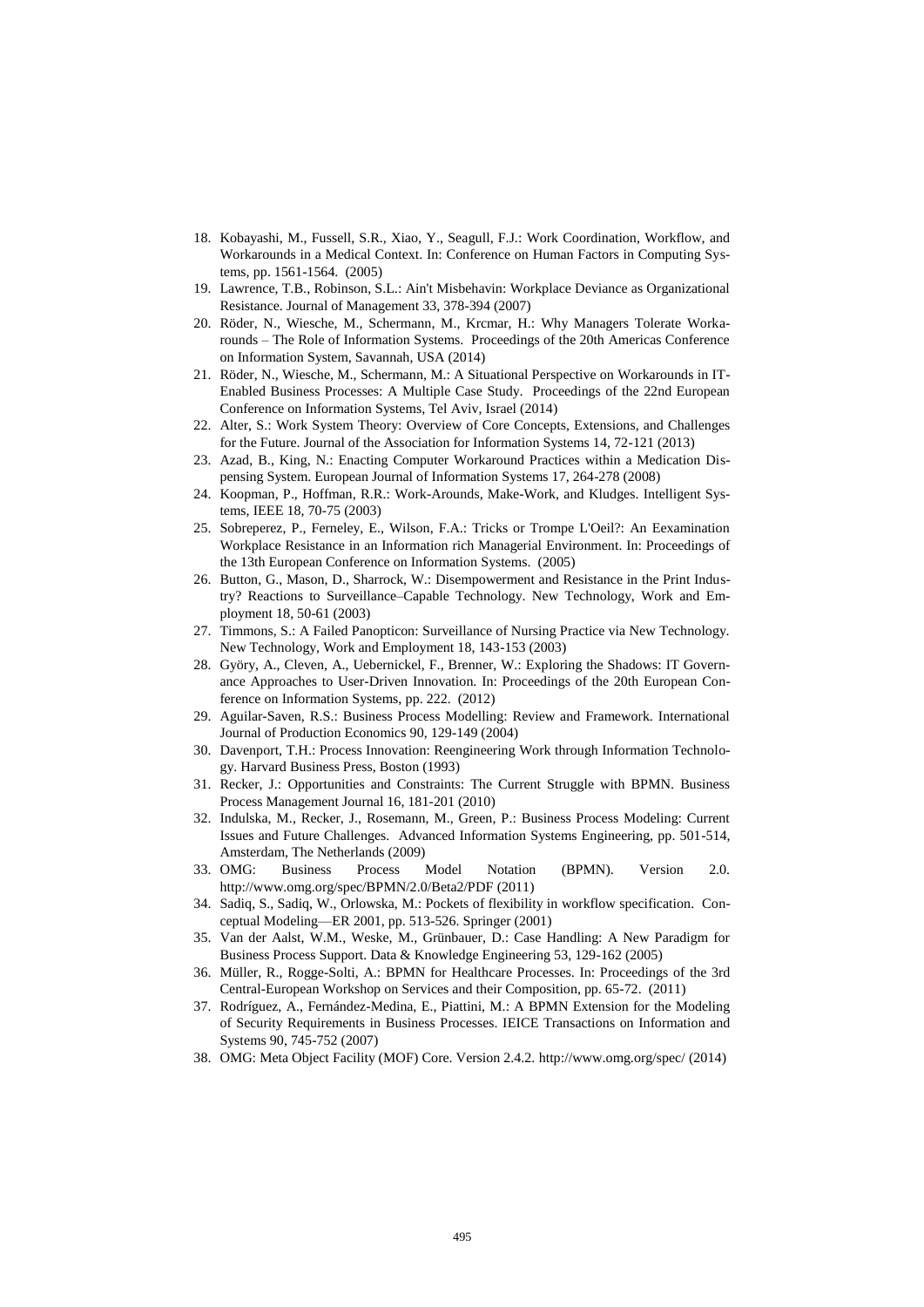18. Kobayashi, M., Fussell, S.R., Xiao, Y., Seagull, F.J.: Work Coordination, Workflow, and Workarounds in a Medical Context. In: Conference on Human Factors in Computing Systems, pp. 1561-1564. (2005)
19. Lawrence, T.B., Robinson, S.L.: Ain't Misbehavin: Workplace Deviance as Organizational Resistance. Journal of Management 33, 378-394 (2007)
20. Röder, N., Wiesche, M., Schermann, M., Krcmar, H.: Why Managers Tolerate Workarounds – The Role of Information Systems. Proceedings of the 20th Americas Conference on Information System, Savannah, USA (2014)
21. Röder, N., Wiesche, M., Schermann, M.: A Situational Perspective on Workarounds in IT-Enabled Business Processes: A Multiple Case Study. Proceedings of the 22nd European Conference on Information Systems, Tel Aviv, Israel (2014)
22. Alter, S.: Work System Theory: Overview of Core Concepts, Extensions, and Challenges for the Future. Journal of the Association for Information Systems 14, 72-121 (2013)
23. Azad, B., King, N.: Enacting Computer Workaround Practices within a Medication Dispensing System. European Journal of Information Systems 17, 264-278 (2008)
24. Koopman, P., Hoffman, R.R.: Work-Arounds, Make-Work, and Kludges. Intelligent Systems, IEEE 18, 70-75 (2003)
25. Sobreperez, P., Ferneley, E., Wilson, F.A.: Tricks or Trompe L'Oeil?: An Eexamination Workplace Resistance in an Information rich Managerial Environment. In: Proceedings of the 13th European Conference on Information Systems. (2005)
26. Button, G., Mason, D., Sharrock, W.: Disempowerment and Resistance in the Print Industry? Reactions to Surveillance–Capable Technology. New Technology, Work and Employment 18, 50-61 (2003)
27. Timmons, S.: A Failed Panopticon: Surveillance of Nursing Practice via New Technology. New Technology, Work and Employment 18, 143-153 (2003)
28. Györy, A., Cleven, A., Uebernickel, F., Brenner, W.: Exploring the Shadows: IT Governance Approaches to User-Driven Innovation. In: Proceedings of the 20th European Conference on Information Systems, pp. 222. (2012)
29. Aguilar-Saven, R.S.: Business Process Modelling: Review and Framework. International Journal of Production Economics 90, 129-149 (2004)
30. Davenport, T.H.: Process Innovation: Reengineering Work through Information Technology. Harvard Business Press, Boston (1993)
31. Recker, J.: Opportunities and Constraints: The Current Struggle with BPMN. Business Process Management Journal 16, 181-201 (2010)
32. Indulska, M., Recker, J., Rosemann, M., Green, P.: Business Process Modeling: Current Issues and Future Challenges. Advanced Information Systems Engineering, pp. 501-514, Amsterdam, The Netherlands (2009)
33. OMG: Business Process Model Notation (BPMN). Version 2.0. http://www.omg.org/spec/BPMN/2.0/Beta2/PDF (2011)
34. Sadiq, S., Sadiq, W., Orlowska, M.: Pockets of flexibility in workflow specification. Conceptual Modeling—ER 2001, pp. 513-526. Springer (2001)
35. Van der Aalst, W.M., Weske, M., Grünbauer, D.: Case Handling: A New Paradigm for Business Process Support. Data & Knowledge Engineering 53, 129-162 (2005)
36. Müller, R., Rogge-Solti, A.: BPMN for Healthcare Processes. In: Proceedings of the 3rd Central-European Workshop on Services and their Composition, pp. 65-72. (2011)
37. Rodríguez, A., Fernández-Medina, E., Piattini, M.: A BPMN Extension for the Modeling of Security Requirements in Business Processes. IEICE Transactions on Information and Systems 90, 745-752 (2007)
38. OMG: Meta Object Facility (MOF) Core. Version 2.4.2. http://www.omg.org/spec/ (2014)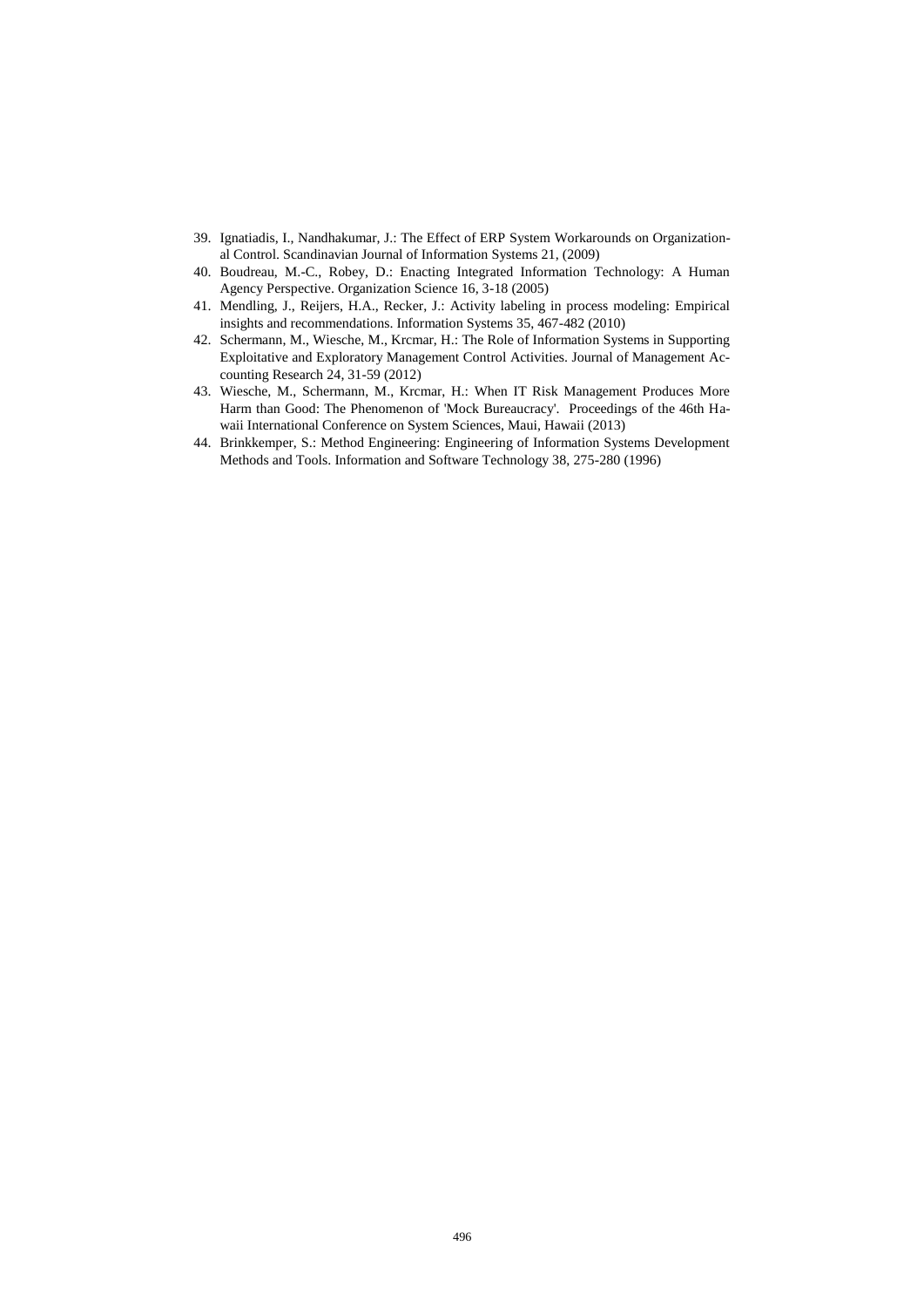39. Ignatiadis, I., Nandhakumar, J.: The Effect of ERP System Workarounds on Organizational Control. Scandinavian Journal of Information Systems 21, (2009)
40. Boudreau, M.-C., Robey, D.: Enacting Integrated Information Technology: A Human Agency Perspective. Organization Science 16, 3-18 (2005)
41. Mendling, J., Reijers, H.A., Recker, J.: Activity labeling in process modeling: Empirical insights and recommendations. Information Systems 35, 467-482 (2010)
42. Schermann, M., Wiesche, M., Krcmar, H.: The Role of Information Systems in Supporting Exploitative and Exploratory Management Control Activities. Journal of Management Accounting Research 24, 31-59 (2012)
43. Wiesche, M., Schermann, M., Krcmar, H.: When IT Risk Management Produces More Harm than Good: The Phenomenon of 'Mock Bureaucracy'. Proceedings of the 46th Hawaii International Conference on System Sciences, Maui, Hawaii (2013)
44. Brinkkemper, S.: Method Engineering: Engineering of Information Systems Development Methods and Tools. Information and Software Technology 38, 275-280 (1996)